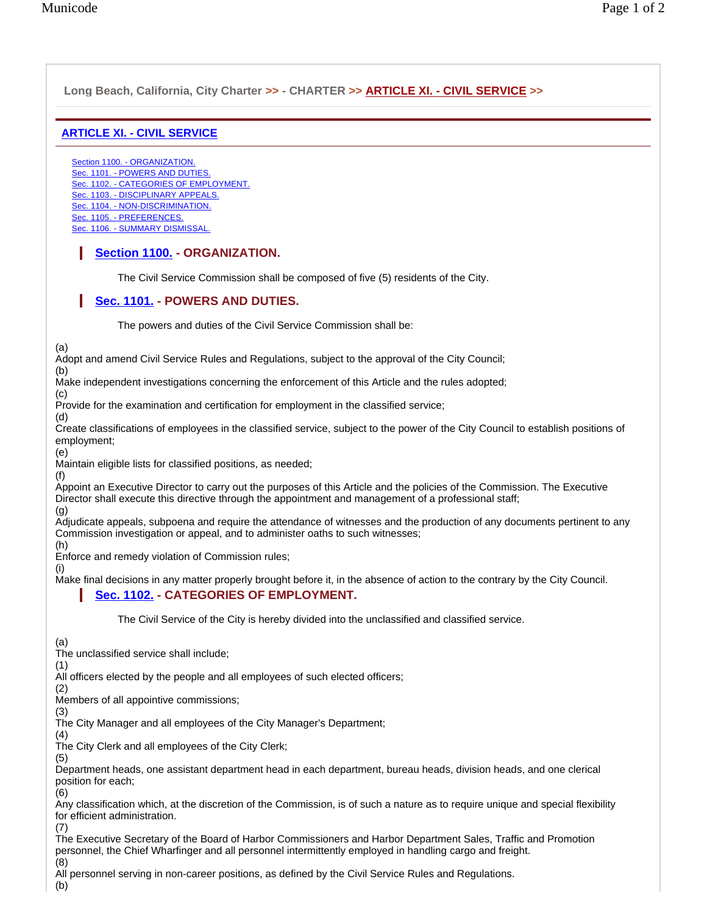Long Beach, California, City Charter >> - CHARTER >> ARTICLE XI. - CIVIL SERVICE >>

## ARTICLE XI. - CIVIL SERVICE

- Section 1100. - ORGANIZATION.
- Sec. 1101. - POWERS AND DUTIES.
- Sec. 1102. - CATEGORIES OF EMPLOYMENT.
- Sec. 1103. - DISCIPLINARY APPEALS.
- Sec. 1104. - NON-DISCRIMINATION.
- Sec. 1105. - PREFERENCES.
- Sec. 1106. - SUMMARY DISMISSAL.

### Section 1100. - ORGANIZATION.

The Civil Service Commission shall be composed of five (5) residents of the City.

### Sec. 1101. - POWERS AND DUTIES.

The powers and duties of the Civil Service Commission shall be:

(a)
Adopt and amend Civil Service Rules and Regulations, subject to the approval of the City Council;
(b)
Make independent investigations concerning the enforcement of this Article and the rules adopted;
(c)
Provide for the examination and certification for employment in the classified service;
(d)
Create classifications of employees in the classified service, subject to the power of the City Council to establish positions of employment;
(e)
Maintain eligible lists for classified positions, as needed;
(f)
Appoint an Executive Director to carry out the purposes of this Article and the policies of the Commission. The Executive Director shall execute this directive through the appointment and management of a professional staff;
(g)
Adjudicate appeals, subpoena and require the attendance of witnesses and the production of any documents pertinent to any Commission investigation or appeal, and to administer oaths to such witnesses;
(h)
Enforce and remedy violation of Commission rules;
(i)
Make final decisions in any matter properly brought before it, in the absence of action to the contrary by the City Council.

### Sec. 1102. - CATEGORIES OF EMPLOYMENT.

The Civil Service of the City is hereby divided into the unclassified and classified service.

(a)
The unclassified service shall include;
(1)
All officers elected by the people and all employees of such elected officers;
(2)
Members of all appointive commissions;
(3)
The City Manager and all employees of the City Manager's Department;
(4)
The City Clerk and all employees of the City Clerk;
(5)
Department heads, one assistant department head in each department, bureau heads, division heads, and one clerical position for each;
(6)
Any classification which, at the discretion of the Commission, is of such a nature as to require unique and special flexibility for efficient administration.
(7)
The Executive Secretary of the Board of Harbor Commissioners and Harbor Department Sales, Traffic and Promotion personnel, the Chief Wharfinger and all personnel intermittently employed in handling cargo and freight.
(8)
All personnel serving in non-career positions, as defined by the Civil Service Rules and Regulations.
(b)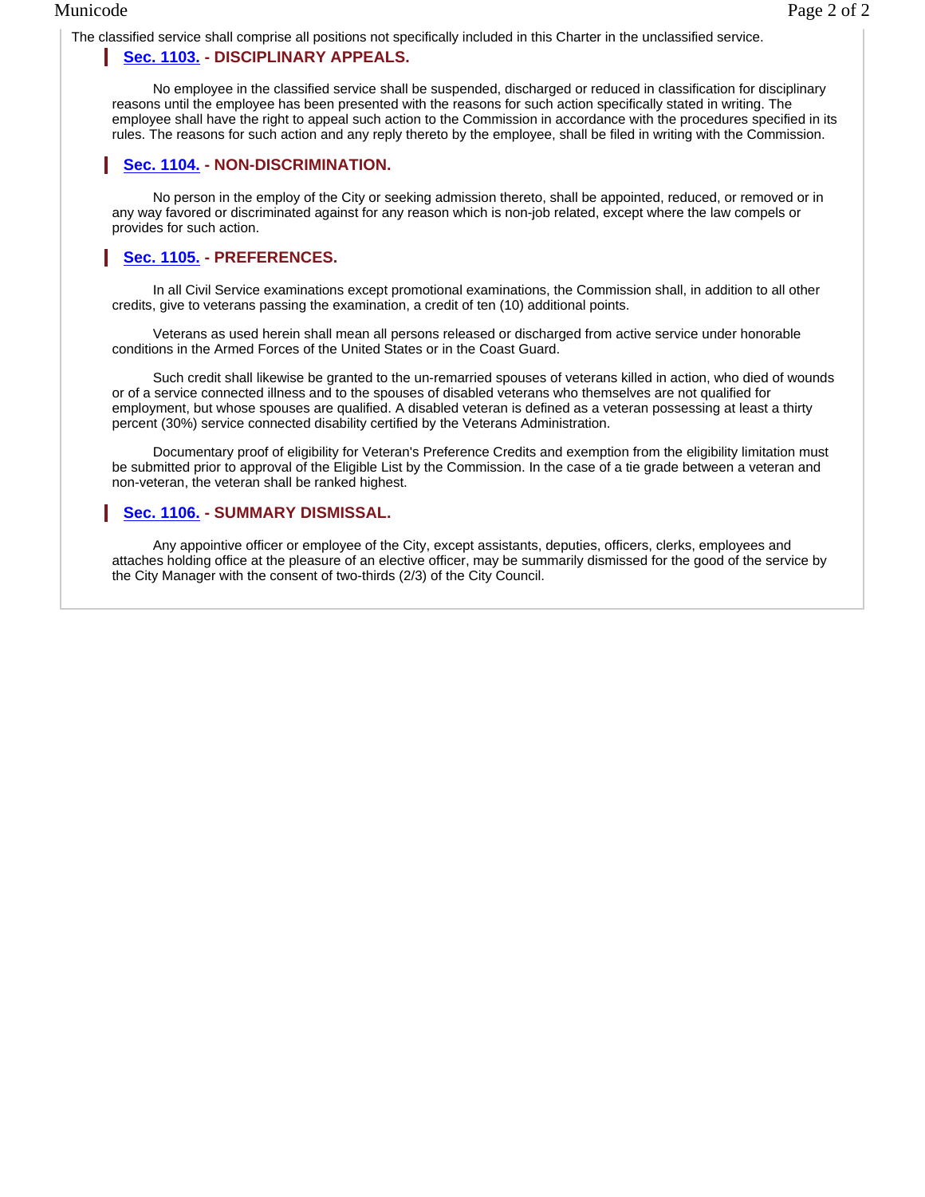The classified service shall comprise all positions not specifically included in this Charter in the unclassified service.

### Sec. 1103. - DISCIPLINARY APPEALS.

No employee in the classified service shall be suspended, discharged or reduced in classification for disciplinary reasons until the employee has been presented with the reasons for such action specifically stated in writing. The employee shall have the right to appeal such action to the Commission in accordance with the procedures specified in its rules. The reasons for such action and any reply thereto by the employee, shall be filed in writing with the Commission.

### Sec. 1104. - NON-DISCRIMINATION.

No person in the employ of the City or seeking admission thereto, shall be appointed, reduced, or removed or in any way favored or discriminated against for any reason which is non-job related, except where the law compels or provides for such action.

### Sec. 1105. - PREFERENCES.

In all Civil Service examinations except promotional examinations, the Commission shall, in addition to all other credits, give to veterans passing the examination, a credit of ten (10) additional points.

Veterans as used herein shall mean all persons released or discharged from active service under honorable conditions in the Armed Forces of the United States or in the Coast Guard.

Such credit shall likewise be granted to the un-remarried spouses of veterans killed in action, who died of wounds or of a service connected illness and to the spouses of disabled veterans who themselves are not qualified for employment, but whose spouses are qualified. A disabled veteran is defined as a veteran possessing at least a thirty percent (30%) service connected disability certified by the Veterans Administration.

Documentary proof of eligibility for Veteran's Preference Credits and exemption from the eligibility limitation must be submitted prior to approval of the Eligible List by the Commission. In the case of a tie grade between a veteran and non-veteran, the veteran shall be ranked highest.

### Sec. 1106. - SUMMARY DISMISSAL.

Any appointive officer or employee of the City, except assistants, deputies, officers, clerks, employees and attaches holding office at the pleasure of an elective officer, may be summarily dismissed for the good of the service by the City Manager with the consent of two-thirds (2/3) of the City Council.